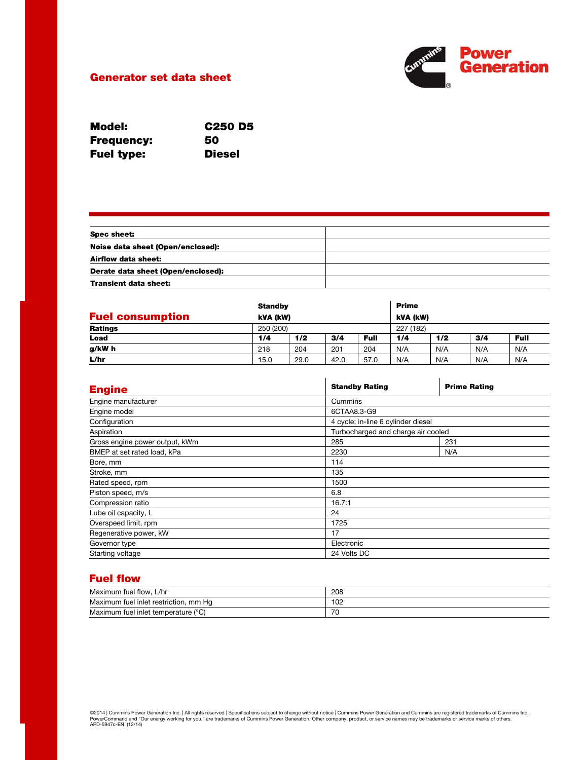# Generator set data sheet

**Model:** C250 D5
**Frequency:** 50
**Fuel type:** Diesel

| | |
|---|---|
| **Spec sheet:** | |
| **Noise data sheet (Open/enclosed):** | |
| **Airflow data sheet:** | |
| **Derate data sheet (Open/enclosed):** | |
| **Transient data sheet:** | |

## Fuel consumption

| | Standby kVA (kW) | | | | Prime kVA (kW) | | | |
|---|---|---|---|---|---|---|---|---|
| **Ratings** | 250 (200) | | | | 227 (182) | | | |
| **Load** | **1/4** | **1/2** | **3/4** | **Full** | **1/4** | **1/2** | **3/4** | **Full** |
| **g/kW h** | 218 | 204 | 201 | 204 | N/A | N/A | N/A | N/A |
| **L/hr** | 15.0 | 29.0 | 42.0 | 57.0 | N/A | N/A | N/A | N/A |

## Engine

| Engine | Standby Rating | Prime Rating |
|---|---|---|
| Engine manufacturer | Cummins | |
| Engine model | 6CTAA8.3-G9 | |
| Configuration | 4 cycle; in-line 6 cylinder diesel | |
| Aspiration | Turbocharged and charge air cooled | |
| Gross engine power output, kWm | 285 | 231 |
| BMEP at set rated load, kPa | 2230 | N/A |
| Bore, mm | 114 | |
| Stroke, mm | 135 | |
| Rated speed, rpm | 1500 | |
| Piston speed, m/s | 6.8 | |
| Compression ratio | 16.7:1 | |
| Lube oil capacity, L | 24 | |
| Overspeed limit, rpm | 1725 | |
| Regenerative power, kW | 17 | |
| Governor type | Electronic | |
| Starting voltage | 24 Volts DC | |

## Fuel flow

| | |
|---|---|
| Maximum fuel flow, L/hr | 208 |
| Maximum fuel inlet restriction, mm Hg | 102 |
| Maximum fuel inlet temperature (°C) | 70 |

©2014 | Cummins Power Generation Inc. | All rights reserved | Specifications subject to change without notice | Cummins Power Generation and Cummins are registered trademarks of Cummins Inc. PowerCommand and "Our energy working for you." are trademarks of Cummins Power Generation. Other company, product, or service names may be trademarks or service marks of others.
APD-5947c-EN (12/14)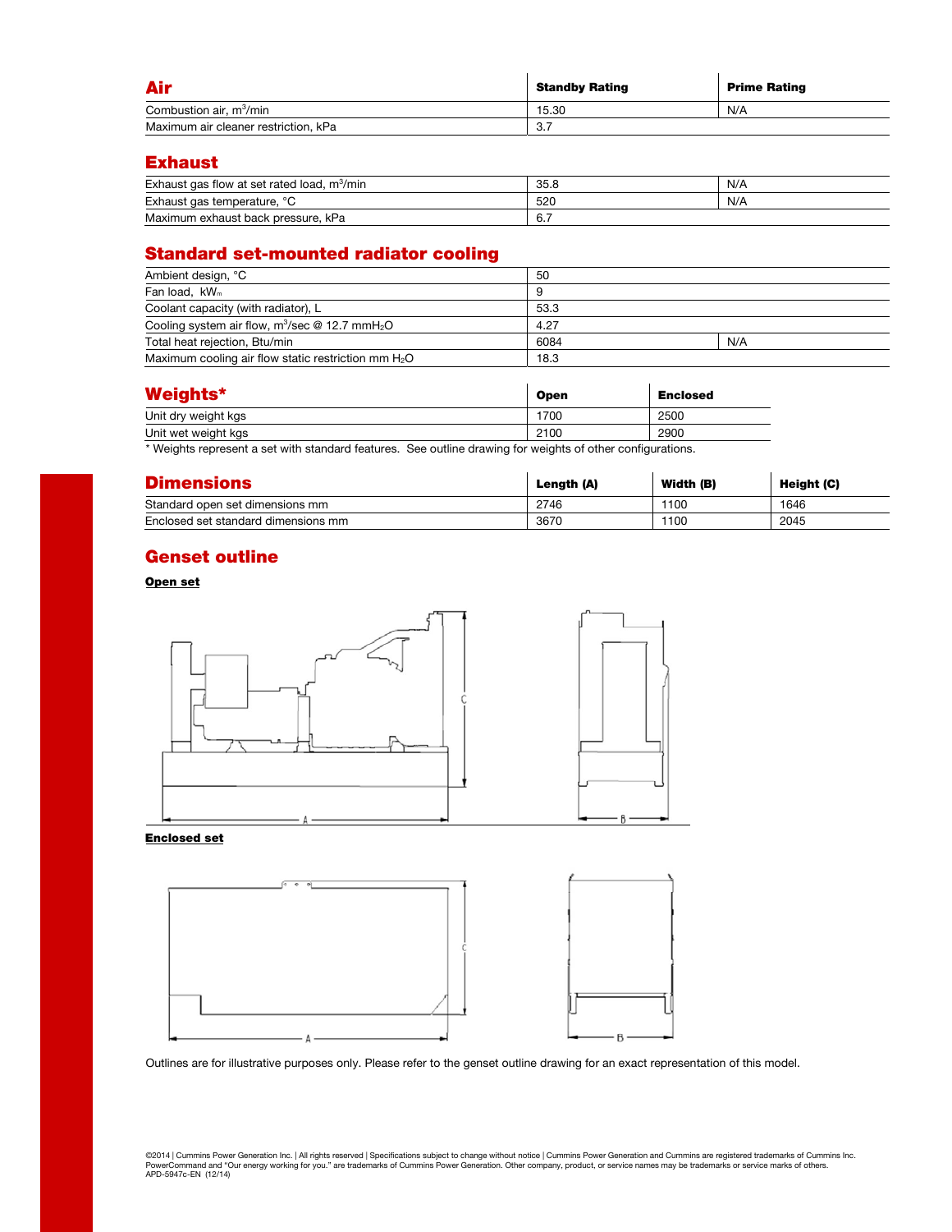## Air

| Air | Standby Rating | Prime Rating |
|---|---|---|
| Combustion air, $m^3$/min | 15.30 | N/A |
| Maximum air cleaner restriction, kPa | 3.7 | |

## Exhaust

| | | |
|---|---|---|
| Exhaust gas flow at set rated load, $m^3$/min | 35.8 | N/A |
| Exhaust gas temperature, °C | 520 | N/A |
| Maximum exhaust back pressure, kPa | 6.7 | |

## Standard set-mounted radiator cooling

| | | |
|---|---|---|
| Ambient design, °C | 50 | |
| Fan load, $kW_m$ | 9 | |
| Coolant capacity (with radiator), L | 53.3 | |
| Cooling system air flow, $m^3$/sec @ 12.7 $mmH_2O$ | 4.27 | |
| Total heat rejection, Btu/min | 6084 | N/A |
| Maximum cooling air flow static restriction mm $H_2O$ | 18.3 | |

## Weights*

| Weights* | Open | Enclosed |
|---|---|---|
| Unit dry weight kgs | 1700 | 2500 |
| Unit wet weight kgs | 2100 | 2900 |

\* Weights represent a set with standard features. See outline drawing for weights of other configurations.

## Dimensions

| Dimensions | Length (A) | Width (B) | Height (C) |
|---|---|---|---|
| Standard open set dimensions mm | 2746 | 1100 | 1646 |
| Enclosed set standard dimensions mm | 3670 | 1100 | 2045 |

## Genset outline

**Open set**

**Enclosed set**

Outlines are for illustrative purposes only. Please refer to the genset outline drawing for an exact representation of this model.

©2014 | Cummins Power Generation Inc. | All rights reserved | Specifications subject to change without notice | Cummins Power Generation and Cummins are registered trademarks of Cummins Inc. PowerCommand and "Our energy working for you." are trademarks of Cummins Power Generation. Other company, product, or service names may be trademarks or service marks of others.
APD-5947c-EN (12/14)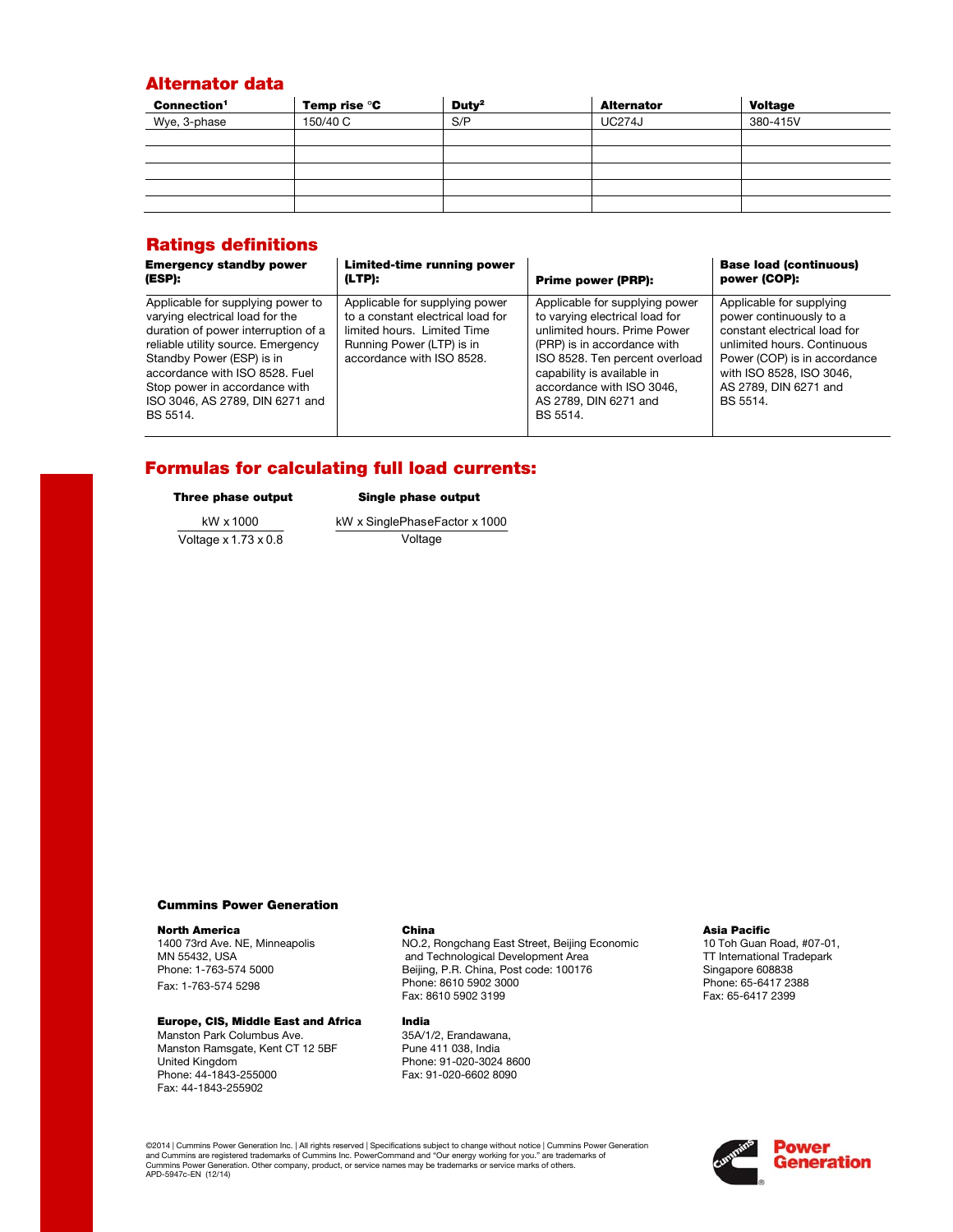## Alternator data

| Connection[1] | Temp rise °C | Duty[2] | Alternator | Voltage |
|---|---|---|---|---|
| Wye, 3-phase | 150/40 C | S/P | UC274J | 380-415V |
| | | | | |
| | | | | |
| | | | | |
| | | | | |
| | | | | |

## Ratings definitions

| Emergency standby power (ESP): | Limited-time running power (LTP): | Prime power (PRP): | Base load (continuous) power (COP): |
|---|---|---|---|
| Applicable for supplying power to varying electrical load for the duration of power interruption of a reliable utility source. Emergency Standby Power (ESP) is in accordance with ISO 8528. Fuel Stop power in accordance with ISO 3046, AS 2789, DIN 6271 and BS 5514. | Applicable for supplying power to a constant electrical load for limited hours. Limited Time Running Power (LTP) is in accordance with ISO 8528. | Applicable for supplying power to varying electrical load for unlimited hours. Prime Power (PRP) is in accordance with ISO 8528. Ten percent overload capability is available in accordance with ISO 3046, AS 2789, DIN 6271 and BS 5514. | Applicable for supplying power continuously to a constant electrical load for unlimited hours. Continuous Power (COP) is in accordance with ISO 8528, ISO 3046, AS 2789, DIN 6271 and BS 5514. |

## Formulas for calculating full load currents:

**Three phase output**

$$\frac{\text{kW} \times 1000}{\text{Voltage} \times 1.73 \times 0.8}$$

**Single phase output**

$$\frac{\text{kW} \times \text{SinglePhaseFactor} \times 1000}{\text{Voltage}}$$

### Cummins Power Generation

**North America**
1400 73rd Ave. NE, Minneapolis
MN 55432, USA
Phone: 1-763-574 5000
Fax: 1-763-574 5298

**Europe, CIS, Middle East and Africa**
Manston Park Columbus Ave.
Manston Ramsgate, Kent CT 12 5BF
United Kingdom
Phone: 44-1843-255000
Fax: 44-1843-255902

**China**
NO.2, Rongchang East Street, Beijing Economic and Technological Development Area
Beijing, P.R. China, Post code: 100176
Phone: 8610 5902 3000
Fax: 8610 5902 3199

**India**
35A/1/2, Erandawana,
Pune 411 038, India
Phone: 91-020-3024 8600
Fax: 91-020-6602 8090

**Asia Pacific**
10 Toh Guan Road, #07-01,
TT International Tradepark
Singapore 608838
Phone: 65-6417 2388
Fax: 65-6417 2399

©2014 | Cummins Power Generation Inc. | All rights reserved | Specifications subject to change without notice | Cummins Power Generation and Cummins are registered trademarks of Cummins Inc. PowerCommand and "Our energy working for you." are trademarks of Cummins Power Generation. Other company, product, or service names may be trademarks or service marks of others.
APD-5947c-EN (12/14)

Power Generation